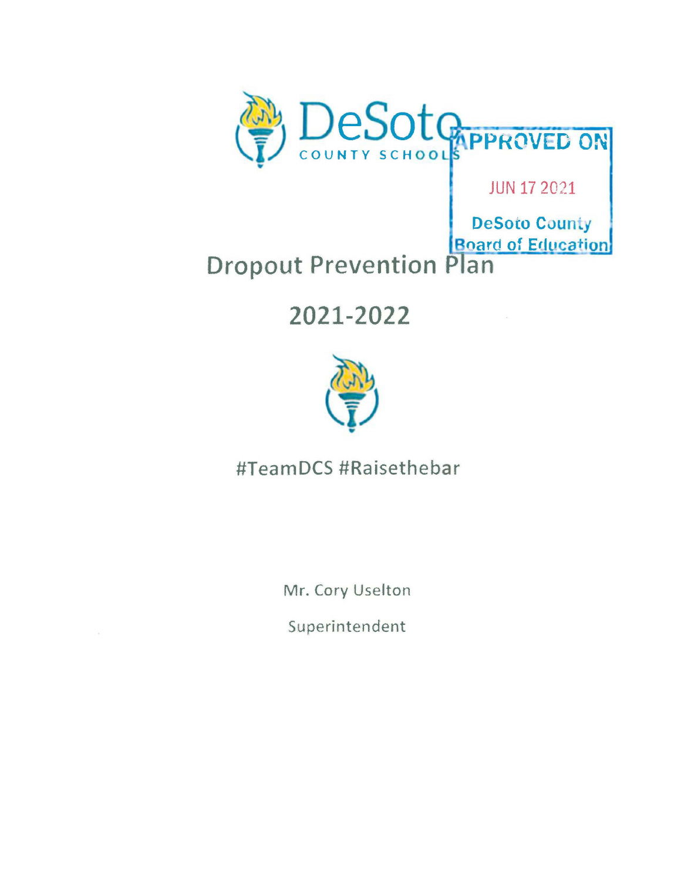DeSoto
COUNTY SCHOOLS

APPROVED ON

JUN 17 2021

DeSoto County
Board of Education

# Dropout Prevention Plan

# 2021-2022

#TeamDCS #Raisethebar

Mr. Cory Uselton

Superintendent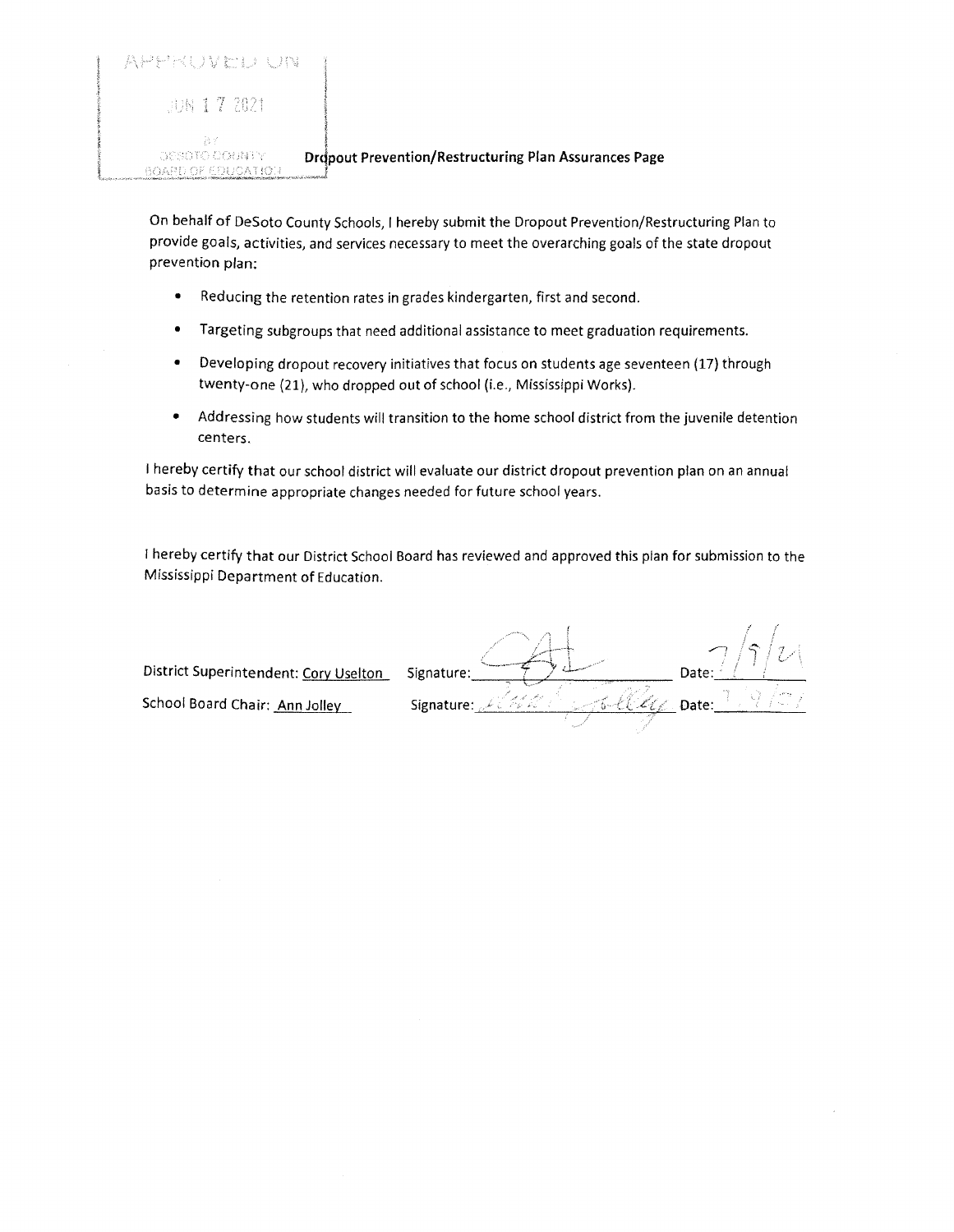APPROVED ON
JUN 1 7 2021
BY
DESOTO COUNTY
BOARD OF EDUCATION

**Dropout Prevention/Restructuring Plan Assurances Page**

On behalf of DeSoto County Schools, I hereby submit the Dropout Prevention/Restructuring Plan to provide goals, activities, and services necessary to meet the overarching goals of the state dropout prevention plan:

- Reducing the retention rates in grades kindergarten, first and second.
- Targeting subgroups that need additional assistance to meet graduation requirements.
- Developing dropout recovery initiatives that focus on students age seventeen (17) through twenty-one (21), who dropped out of school (i.e., Mississippi Works).
- Addressing how students will transition to the home school district from the juvenile detention centers.

I hereby certify that our school district will evaluate our district dropout prevention plan on an annual basis to determine appropriate changes needed for future school years.

I hereby certify that our District School Board has reviewed and approved this plan for submission to the Mississippi Department of Education.

District Superintendent: Cory Uselton Signature: _______________ Date: 7/9/21

School Board Chair: Ann Jolley Signature: Ann Jolley Date: 7/9/21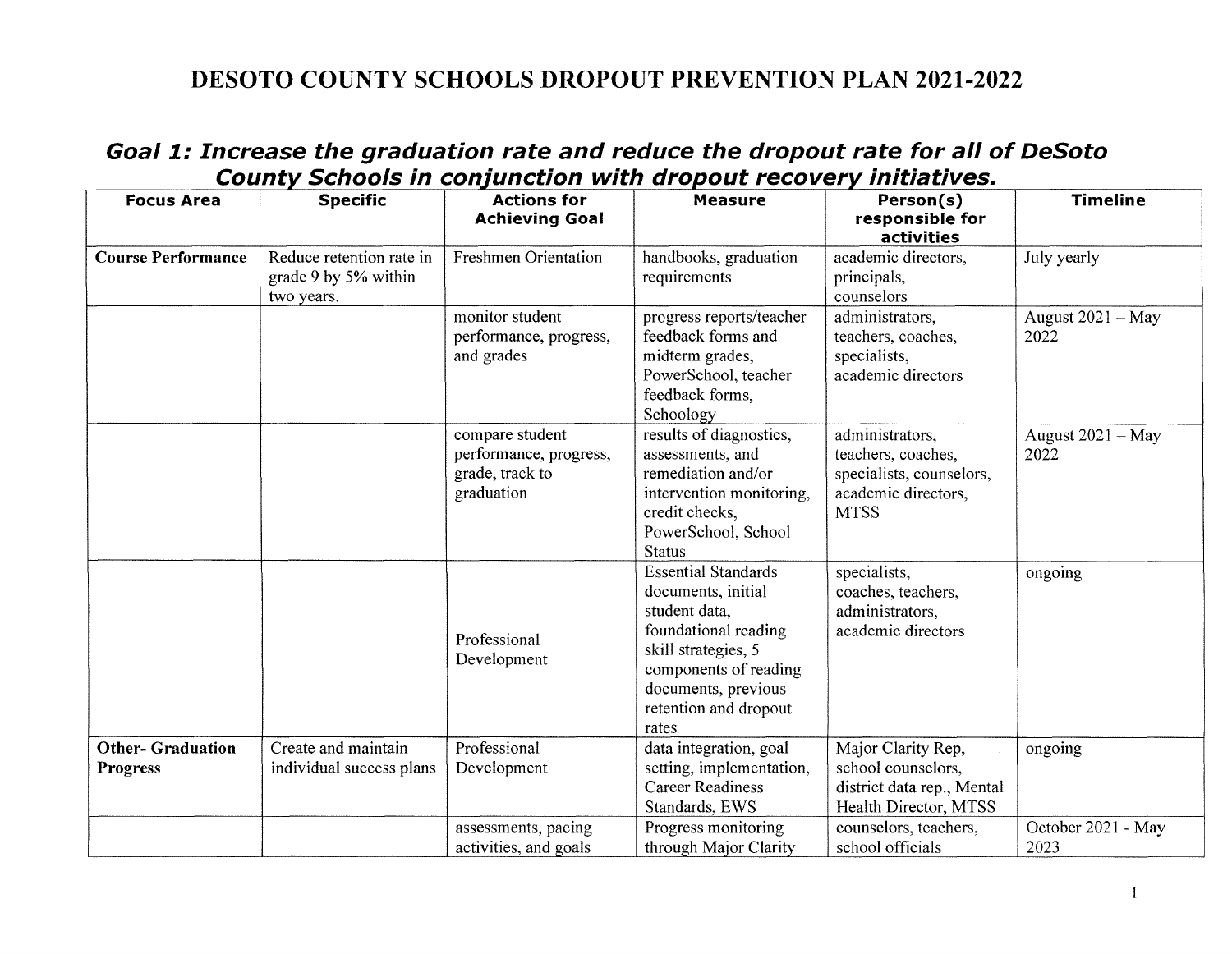# DESOTO COUNTY SCHOOLS DROPOUT PREVENTION PLAN 2021-2022

## *Goal 1: Increase the graduation rate and reduce the dropout rate for all of DeSoto County Schools in conjunction with dropout recovery initiatives.*

| Focus Area | Specific | Actions for Achieving Goal | Measure | Person(s) responsible for activities | Timeline |
|---|---|---|---|---|---|
| **Course Performance** | Reduce retention rate in grade 9 by 5% within two years. | Freshmen Orientation | handbooks, graduation requirements | academic directors, principals, counselors | July yearly |
| | | monitor student performance, progress, and grades | progress reports/teacher feedback forms and midterm grades, PowerSchool, teacher feedback forms, Schoology | administrators, teachers, coaches, specialists, academic directors | August 2021 – May 2022 |
| | | compare student performance, progress, grade, track to graduation | results of diagnostics, assessments, and remediation and/or intervention monitoring, credit checks, PowerSchool, School Status | administrators, teachers, coaches, specialists, counselors, academic directors, MTSS | August 2021 – May 2022 |
| | | Professional Development | Essential Standards documents, initial student data, foundational reading skill strategies, 5 components of reading documents, previous retention and dropout rates | specialists, coaches, teachers, administrators, academic directors | ongoing |
| **Other- Graduation Progress** | Create and maintain individual success plans | Professional Development | data integration, goal setting, implementation, Career Readiness Standards, EWS | Major Clarity Rep, school counselors, district data rep., Mental Health Director, MTSS | ongoing |
| | | assessments, pacing activities, and goals | Progress monitoring through Major Clarity | counselors, teachers, school officials | October 2021 - May 2023 |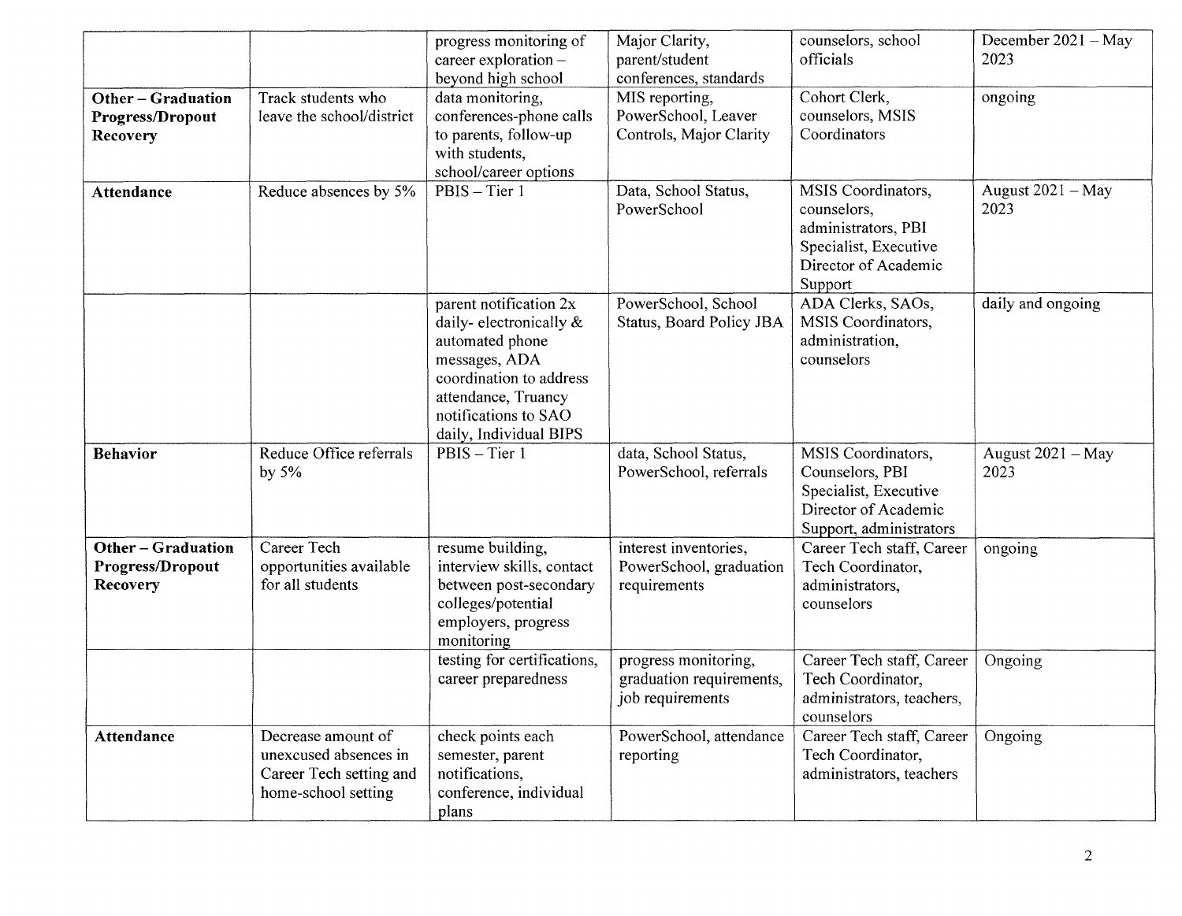| | | | | | |
|---|---|---|---|---|---|
| | | progress monitoring of career exploration – beyond high school | Major Clarity, parent/student conferences, standards | counselors, school officials | December 2021 – May 2023 |
| **Other – Graduation Progress/Dropout Recovery** | Track students who leave the school/district | data monitoring, conferences-phone calls to parents, follow-up with students, school/career options | MIS reporting, PowerSchool, Leaver Controls, Major Clarity | Cohort Clerk, counselors, MSIS Coordinators | ongoing |
| **Attendance** | Reduce absences by 5% | PBIS – Tier 1 | Data, School Status, PowerSchool | MSIS Coordinators, counselors, administrators, PBI Specialist, Executive Director of Academic Support | August 2021 – May 2023 |
| | | parent notification 2x daily- electronically & automated phone messages, ADA coordination to address attendance, Truancy notifications to SAO daily, Individual BIPS | PowerSchool, School Status, Board Policy JBA | ADA Clerks, SAOs, MSIS Coordinators, administration, counselors | daily and ongoing |
| **Behavior** | Reduce Office referrals by 5% | PBIS – Tier 1 | data, School Status, PowerSchool, referrals | MSIS Coordinators, Counselors, PBI Specialist, Executive Director of Academic Support, administrators | August 2021 – May 2023 |
| **Other – Graduation Progress/Dropout Recovery** | Career Tech opportunities available for all students | resume building, interview skills, contact between post-secondary colleges/potential employers, progress monitoring | interest inventories, PowerSchool, graduation requirements | Career Tech staff, Career Tech Coordinator, administrators, counselors | ongoing |
| | | testing for certifications, career preparedness | progress monitoring, graduation requirements, job requirements | Career Tech staff, Career Tech Coordinator, administrators, teachers, counselors | Ongoing |
| **Attendance** | Decrease amount of unexcused absences in Career Tech setting and home-school setting | check points each semester, parent notifications, conference, individual plans | PowerSchool, attendance reporting | Career Tech staff, Career Tech Coordinator, administrators, teachers | Ongoing |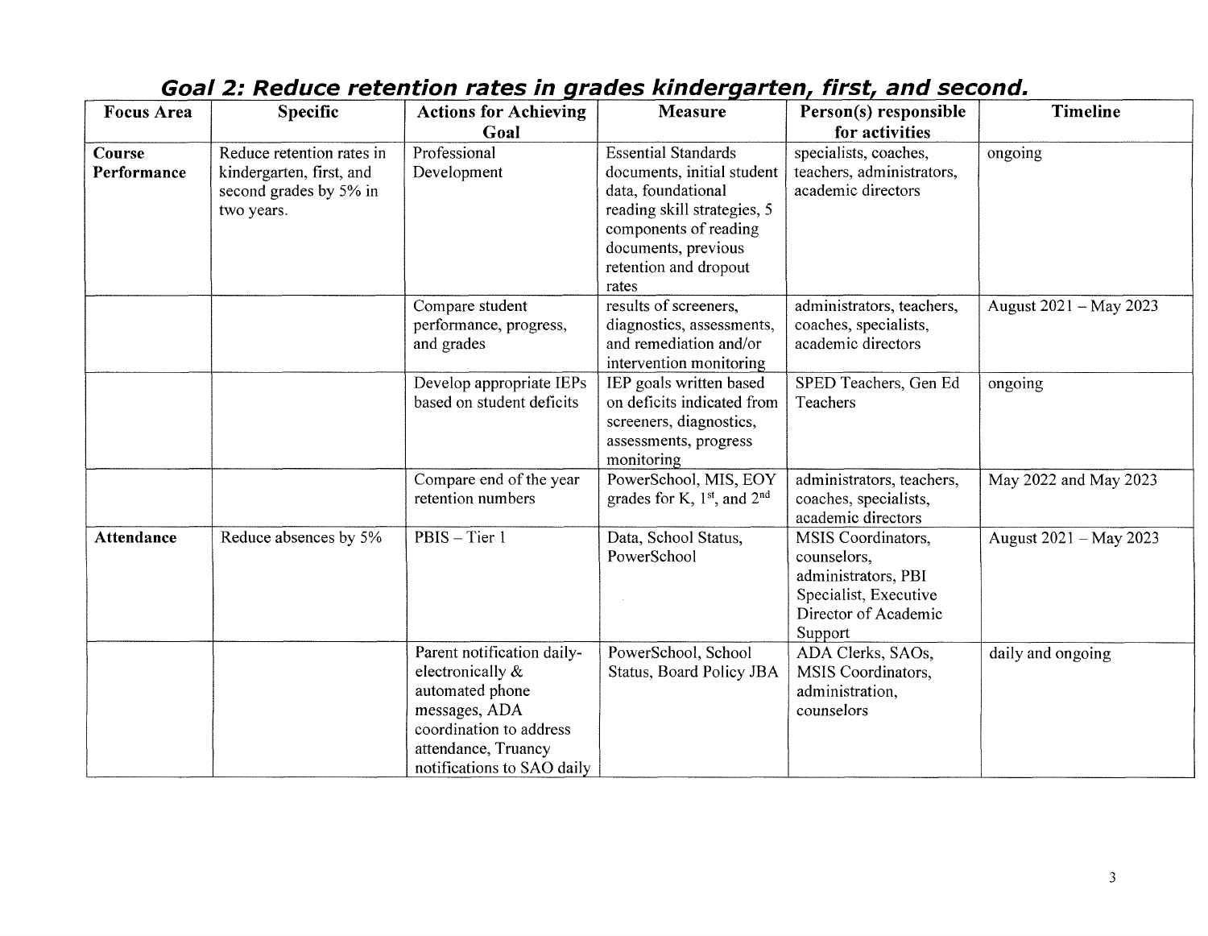## *Goal 2: Reduce retention rates in grades kindergarten, first, and second.*

| Focus Area | Specific | Actions for Achieving Goal | Measure | Person(s) responsible for activities | Timeline |
|---|---|---|---|---|---|
| **Course Performance** | Reduce retention rates in kindergarten, first, and second grades by 5% in two years. | Professional Development | Essential Standards documents, initial student data, foundational reading skill strategies, 5 components of reading documents, previous retention and dropout rates | specialists, coaches, teachers, administrators, academic directors | ongoing |
| | | Compare student performance, progress, and grades | results of screeners, diagnostics, assessments, and remediation and/or intervention monitoring | administrators, teachers, coaches, specialists, academic directors | August 2021 – May 2023 |
| | | Develop appropriate IEPs based on student deficits | IEP goals written based on deficits indicated from screeners, diagnostics, assessments, progress monitoring | SPED Teachers, Gen Ed Teachers | ongoing |
| | | Compare end of the year retention numbers | PowerSchool, MIS, EOY grades for K, 1st, and 2nd | administrators, teachers, coaches, specialists, academic directors | May 2022 and May 2023 |
| **Attendance** | Reduce absences by 5% | PBIS – Tier 1 | Data, School Status, PowerSchool | MSIS Coordinators, counselors, administrators, PBI Specialist, Executive Director of Academic Support | August 2021 – May 2023 |
| | | Parent notification daily-electronically & automated phone messages, ADA coordination to address attendance, Truancy notifications to SAO daily | PowerSchool, School Status, Board Policy JBA | ADA Clerks, SAOs, MSIS Coordinators, administration, counselors | daily and ongoing |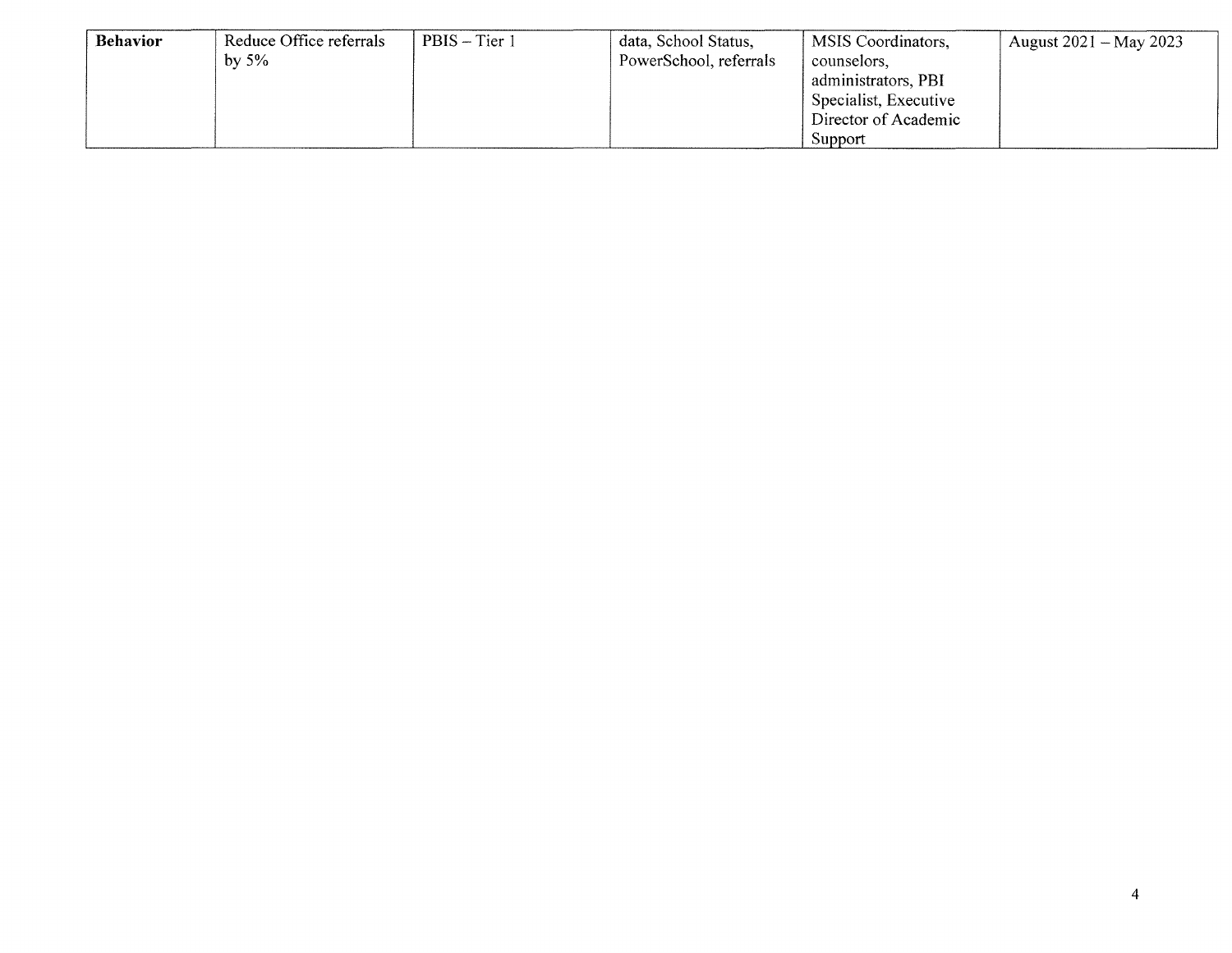| **Behavior** | Reduce Office referrals by 5% | PBIS – Tier 1 | data, School Status, PowerSchool, referrals | MSIS Coordinators, counselors, administrators, PBI Specialist, Executive Director of Academic Support | August 2021 – May 2023 |
|---|---|---|---|---|---|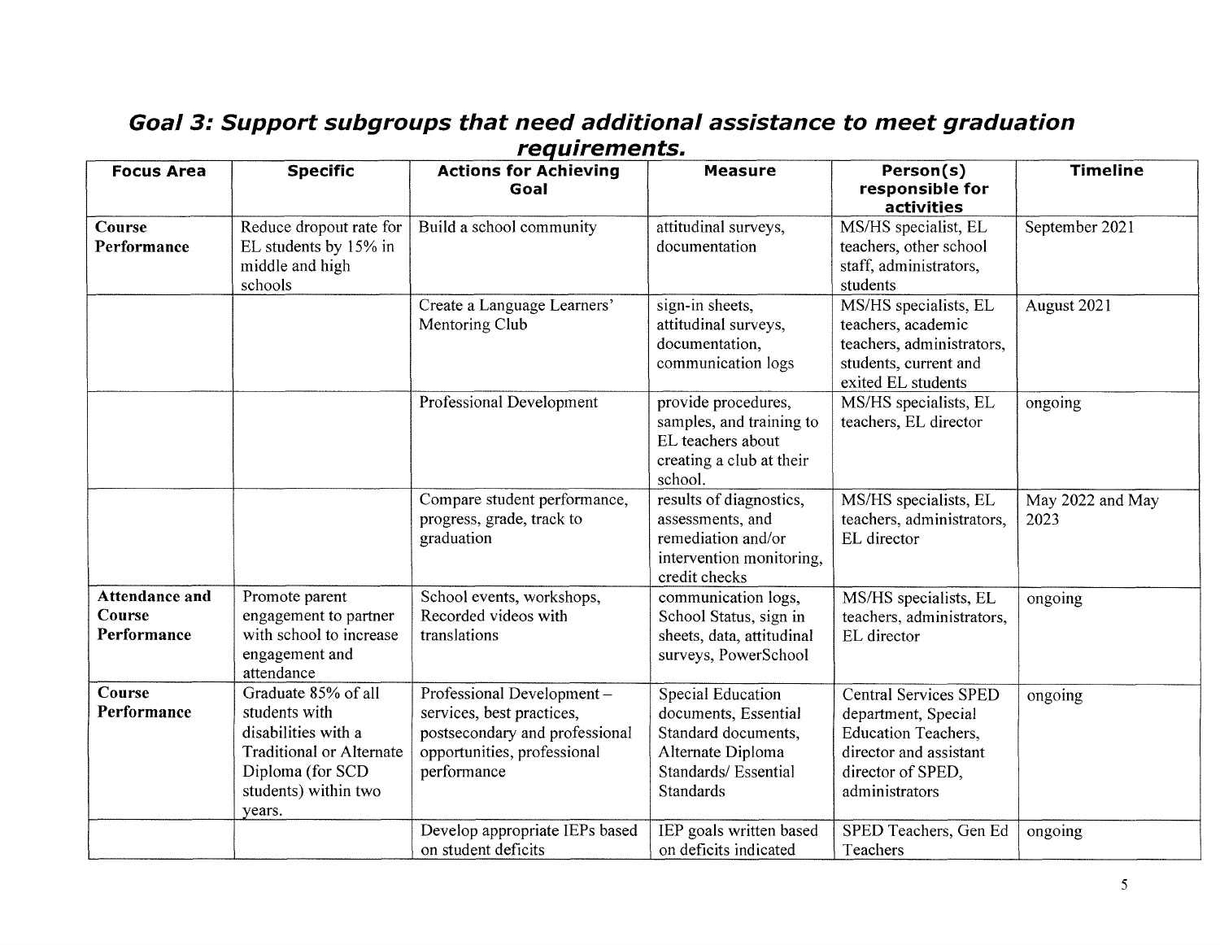## *Goal 3: Support subgroups that need additional assistance to meet graduation requirements.*

| Focus Area | Specific | Actions for Achieving Goal | Measure | Person(s) responsible for activities | Timeline |
|---|---|---|---|---|---|
| **Course Performance** | Reduce dropout rate for EL students by 15% in middle and high schools | Build a school community | attitudinal surveys, documentation | MS/HS specialist, EL teachers, other school staff, administrators, students | September 2021 |
| | | Create a Language Learners' Mentoring Club | sign-in sheets, attitudinal surveys, documentation, communication logs | MS/HS specialists, EL teachers, academic teachers, administrators, students, current and exited EL students | August 2021 |
| | | Professional Development | provide procedures, samples, and training to EL teachers about creating a club at their school. | MS/HS specialists, EL teachers, EL director | ongoing |
| | | Compare student performance, progress, grade, track to graduation | results of diagnostics, assessments, and remediation and/or intervention monitoring, credit checks | MS/HS specialists, EL teachers, administrators, EL director | May 2022 and May 2023 |
| **Attendance and Course Performance** | Promote parent engagement to partner with school to increase engagement and attendance | School events, workshops, Recorded videos with translations | communication logs, School Status, sign in sheets, data, attitudinal surveys, PowerSchool | MS/HS specialists, EL teachers, administrators, EL director | ongoing |
| **Course Performance** | Graduate 85% of all students with disabilities with a Traditional or Alternate Diploma (for SCD students) within two years. | Professional Development – services, best practices, postsecondary and professional opportunities, professional performance | Special Education documents, Essential Standard documents, Alternate Diploma Standards/ Essential Standards | Central Services SPED department, Special Education Teachers, director and assistant director of SPED, administrators | ongoing |
| | | Develop appropriate IEPs based on student deficits | IEP goals written based on deficits indicated | SPED Teachers, Gen Ed Teachers | ongoing |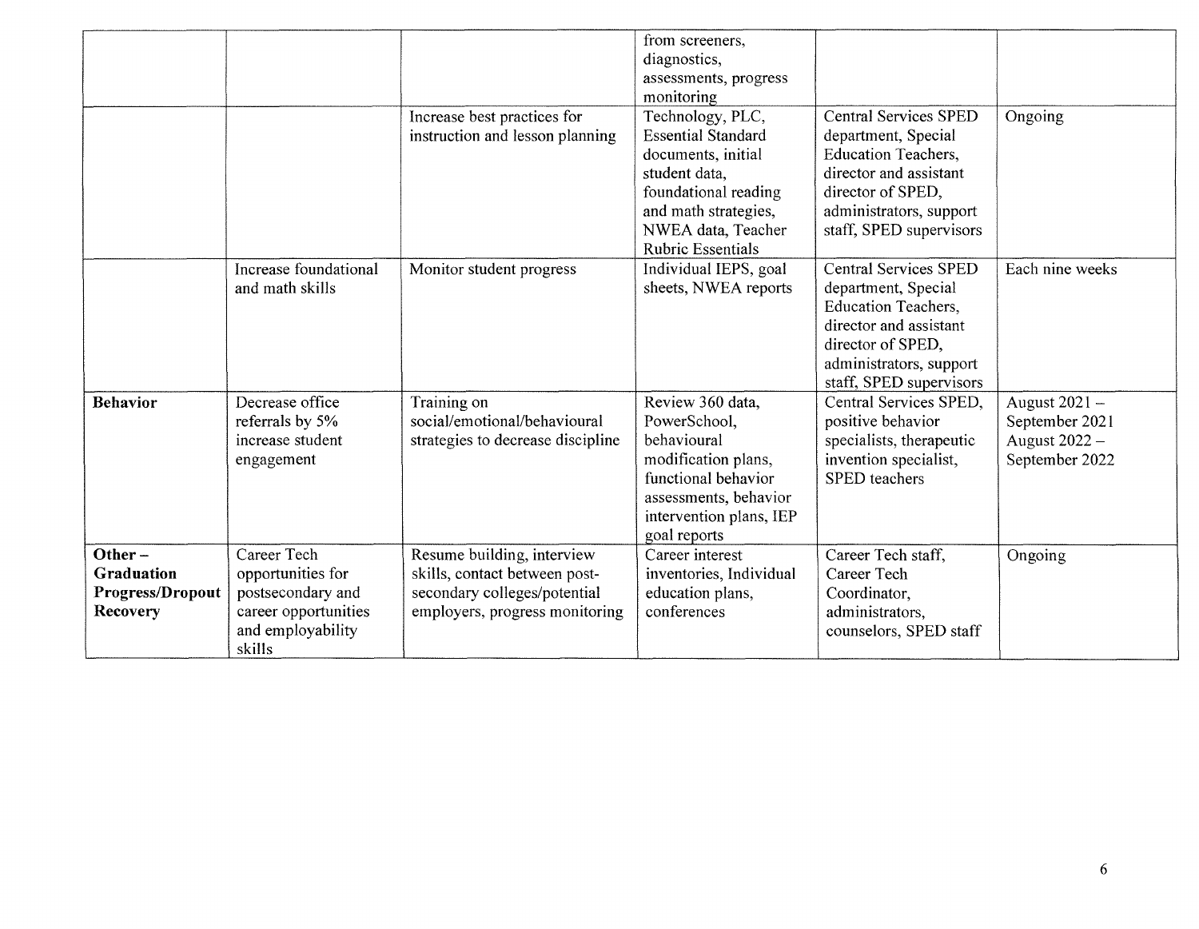| | | | | | |
|---|---|---|---|---|---|
| | | | from screeners, diagnostics, assessments, progress monitoring | | |
| | | Increase best practices for instruction and lesson planning | Technology, PLC, Essential Standard documents, initial student data, foundational reading and math strategies, NWEA data, Teacher Rubric Essentials | Central Services SPED department, Special Education Teachers, director and assistant director of SPED, administrators, support staff, SPED supervisors | Ongoing |
| | Increase foundational and math skills | Monitor student progress | Individual IEPS, goal sheets, NWEA reports | Central Services SPED department, Special Education Teachers, director and assistant director of SPED, administrators, support staff, SPED supervisors | Each nine weeks |
| **Behavior** | Decrease office referrals by 5% increase student engagement | Training on social/emotional/behavioural strategies to decrease discipline | Review 360 data, PowerSchool, behavioural modification plans, functional behavior assessments, behavior intervention plans, IEP goal reports | Central Services SPED, positive behavior specialists, therapeutic invention specialist, SPED teachers | August 2021 – September 2021 August 2022 – September 2022 |
| **Other – Graduation Progress/Dropout Recovery** | Career Tech opportunities for postsecondary and career opportunities and employability skills | Resume building, interview skills, contact between post-secondary colleges/potential employers, progress monitoring | Career interest inventories, Individual education plans, conferences | Career Tech staff, Career Tech Coordinator, administrators, counselors, SPED staff | Ongoing |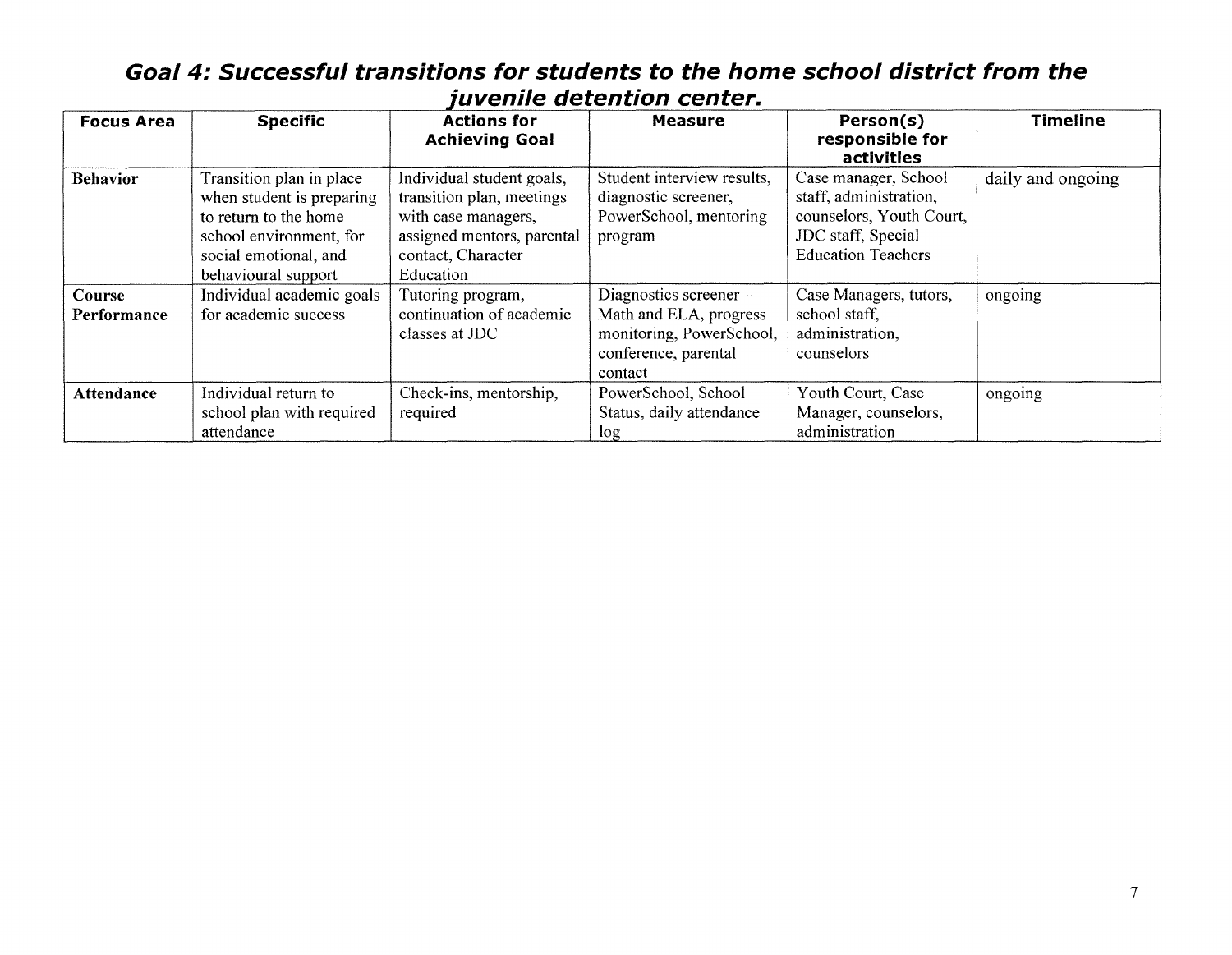## *Goal 4: Successful transitions for students to the home school district from the juvenile detention center.*

| Focus Area | Specific | Actions for Achieving Goal | Measure | Person(s) responsible for activities | Timeline |
|---|---|---|---|---|---|
| **Behavior** | Transition plan in place when student is preparing to return to the home school environment, for social emotional, and behavioural support | Individual student goals, transition plan, meetings with case managers, assigned mentors, parental contact, Character Education | Student interview results, diagnostic screener, PowerSchool, mentoring program | Case manager, School staff, administration, counselors, Youth Court, JDC staff, Special Education Teachers | daily and ongoing |
| **Course Performance** | Individual academic goals for academic success | Tutoring program, continuation of academic classes at JDC | Diagnostics screener – Math and ELA, progress monitoring, PowerSchool, conference, parental contact | Case Managers, tutors, school staff, administration, counselors | ongoing |
| **Attendance** | Individual return to school plan with required attendance | Check-ins, mentorship, required | PowerSchool, School Status, daily attendance log | Youth Court, Case Manager, counselors, administration | ongoing |